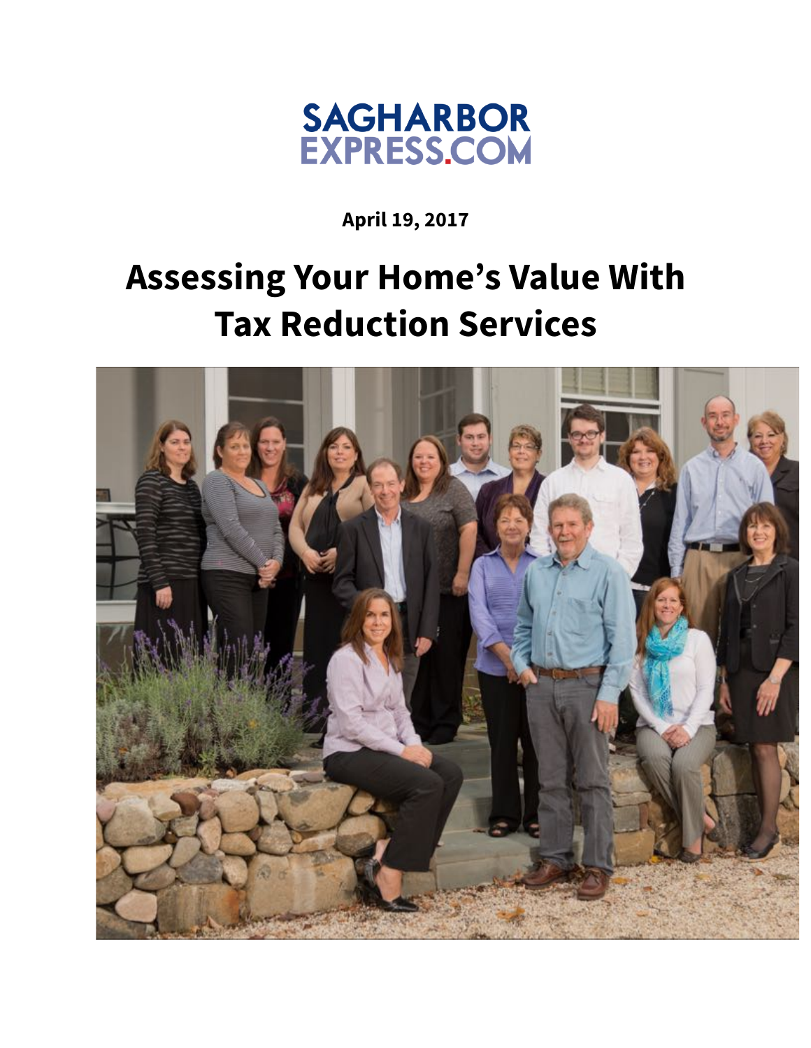SAGHARBOR EXPRESS.COM

**April 19, 2017**

# Assessing Your Home's Value With Tax Reduction Services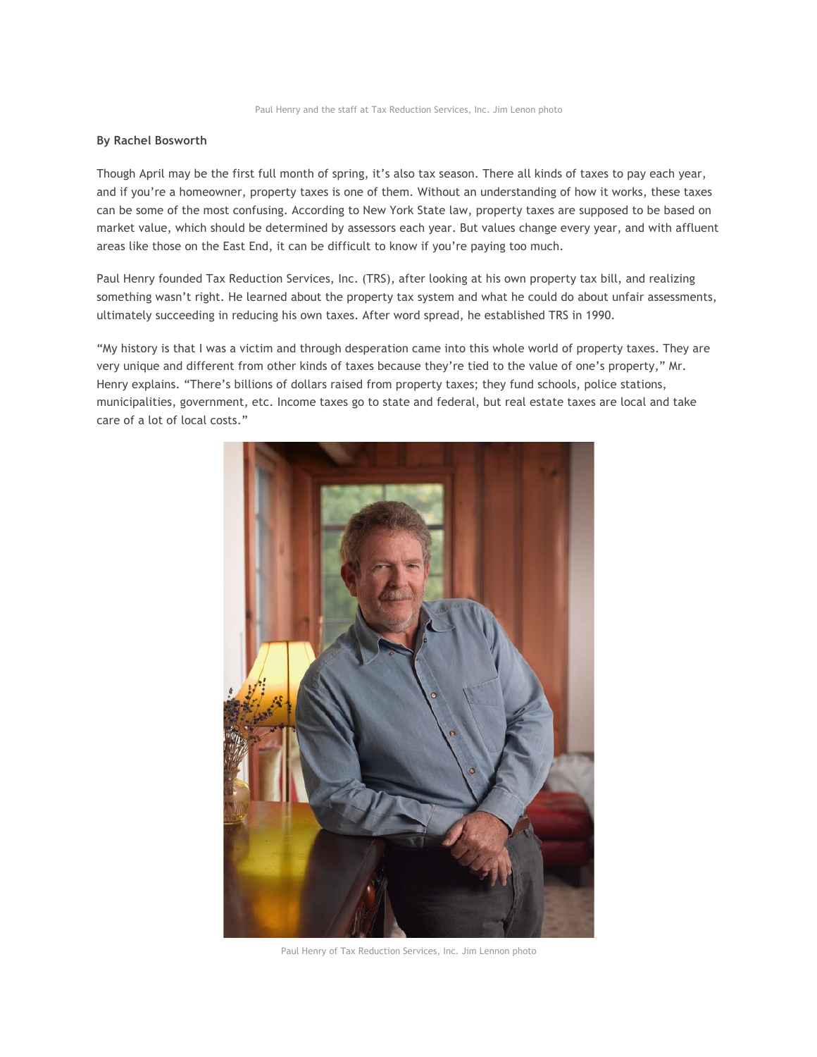Paul Henry and the staff at Tax Reduction Services, Inc. Jim Lenon photo

**By Rachel Bosworth**

Though April may be the first full month of spring, it's also tax season. There all kinds of taxes to pay each year, and if you're a homeowner, property taxes is one of them. Without an understanding of how it works, these taxes can be some of the most confusing. According to New York State law, property taxes are supposed to be based on market value, which should be determined by assessors each year. But values change every year, and with affluent areas like those on the East End, it can be difficult to know if you're paying too much.

Paul Henry founded Tax Reduction Services, Inc. (TRS), after looking at his own property tax bill, and realizing something wasn't right. He learned about the property tax system and what he could do about unfair assessments, ultimately succeeding in reducing his own taxes. After word spread, he established TRS in 1990.

"My history is that I was a victim and through desperation came into this whole world of property taxes. They are very unique and different from other kinds of taxes because they're tied to the value of one's property," Mr. Henry explains. "There's billions of dollars raised from property taxes; they fund schools, police stations, municipalities, government, etc. Income taxes go to state and federal, but real estate taxes are local and take care of a lot of local costs."

Paul Henry of Tax Reduction Services, Inc. Jim Lennon photo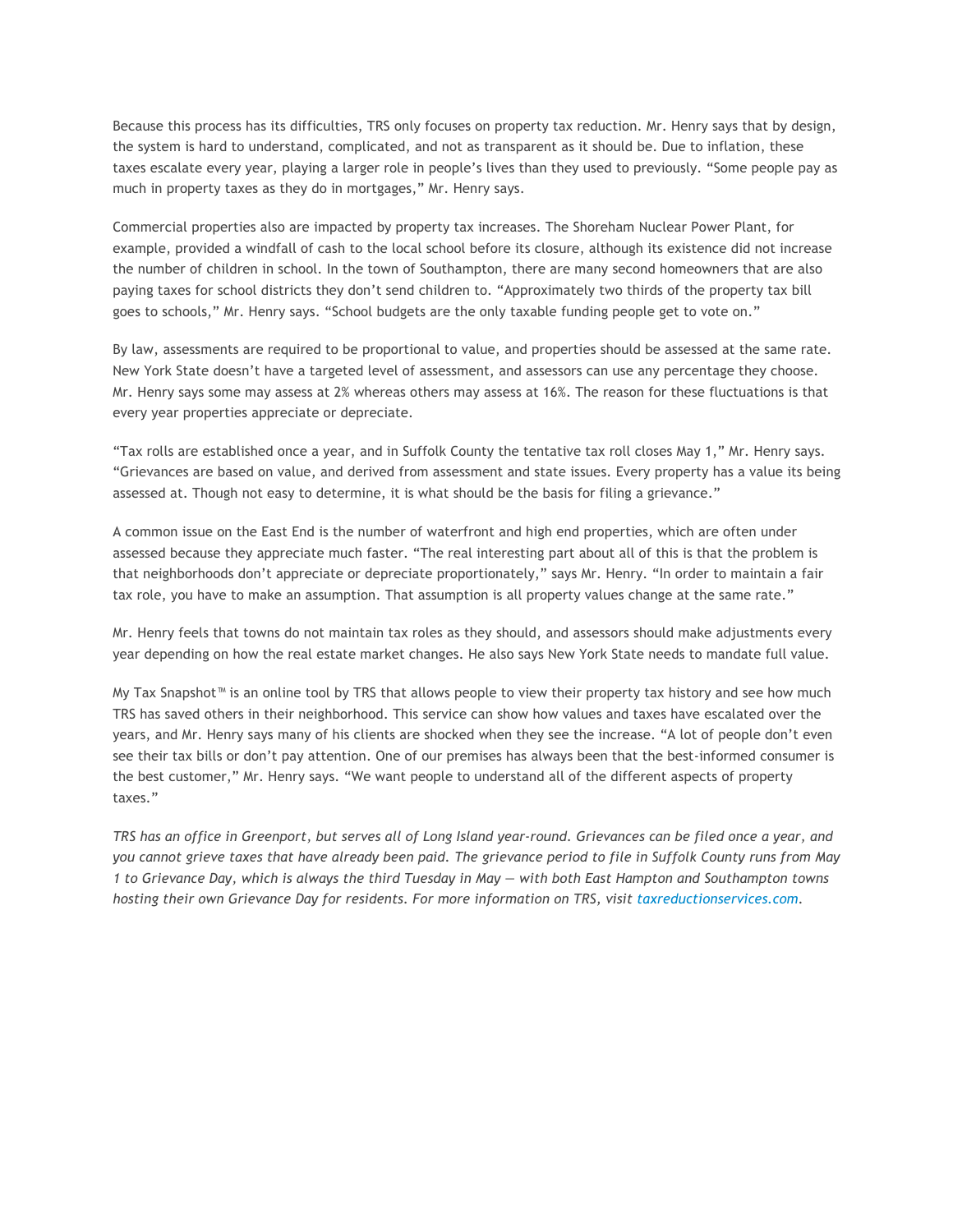Because this process has its difficulties, TRS only focuses on property tax reduction. Mr. Henry says that by design, the system is hard to understand, complicated, and not as transparent as it should be. Due to inflation, these taxes escalate every year, playing a larger role in people's lives than they used to previously. "Some people pay as much in property taxes as they do in mortgages," Mr. Henry says.

Commercial properties also are impacted by property tax increases. The Shoreham Nuclear Power Plant, for example, provided a windfall of cash to the local school before its closure, although its existence did not increase the number of children in school. In the town of Southampton, there are many second homeowners that are also paying taxes for school districts they don't send children to. "Approximately two thirds of the property tax bill goes to schools," Mr. Henry says. "School budgets are the only taxable funding people get to vote on."

By law, assessments are required to be proportional to value, and properties should be assessed at the same rate. New York State doesn't have a targeted level of assessment, and assessors can use any percentage they choose. Mr. Henry says some may assess at 2% whereas others may assess at 16%. The reason for these fluctuations is that every year properties appreciate or depreciate.

"Tax rolls are established once a year, and in Suffolk County the tentative tax roll closes May 1," Mr. Henry says. "Grievances are based on value, and derived from assessment and state issues. Every property has a value its being assessed at. Though not easy to determine, it is what should be the basis for filing a grievance."

A common issue on the East End is the number of waterfront and high end properties, which are often under assessed because they appreciate much faster. "The real interesting part about all of this is that the problem is that neighborhoods don't appreciate or depreciate proportionately," says Mr. Henry. "In order to maintain a fair tax role, you have to make an assumption. That assumption is all property values change at the same rate."

Mr. Henry feels that towns do not maintain tax roles as they should, and assessors should make adjustments every year depending on how the real estate market changes. He also says New York State needs to mandate full value.

My Tax Snapshot™ is an online tool by TRS that allows people to view their property tax history and see how much TRS has saved others in their neighborhood. This service can show how values and taxes have escalated over the years, and Mr. Henry says many of his clients are shocked when they see the increase. "A lot of people don't even see their tax bills or don't pay attention. One of our premises has always been that the best-informed consumer is the best customer," Mr. Henry says. "We want people to understand all of the different aspects of property taxes."

*TRS has an office in Greenport, but serves all of Long Island year-round. Grievances can be filed once a year, and you cannot grieve taxes that have already been paid. The grievance period to file in Suffolk County runs from May 1 to Grievance Day, which is always the third Tuesday in May — with both East Hampton and Southampton towns hosting their own Grievance Day for residents. For more information on TRS, visit taxreductionservices.com.*